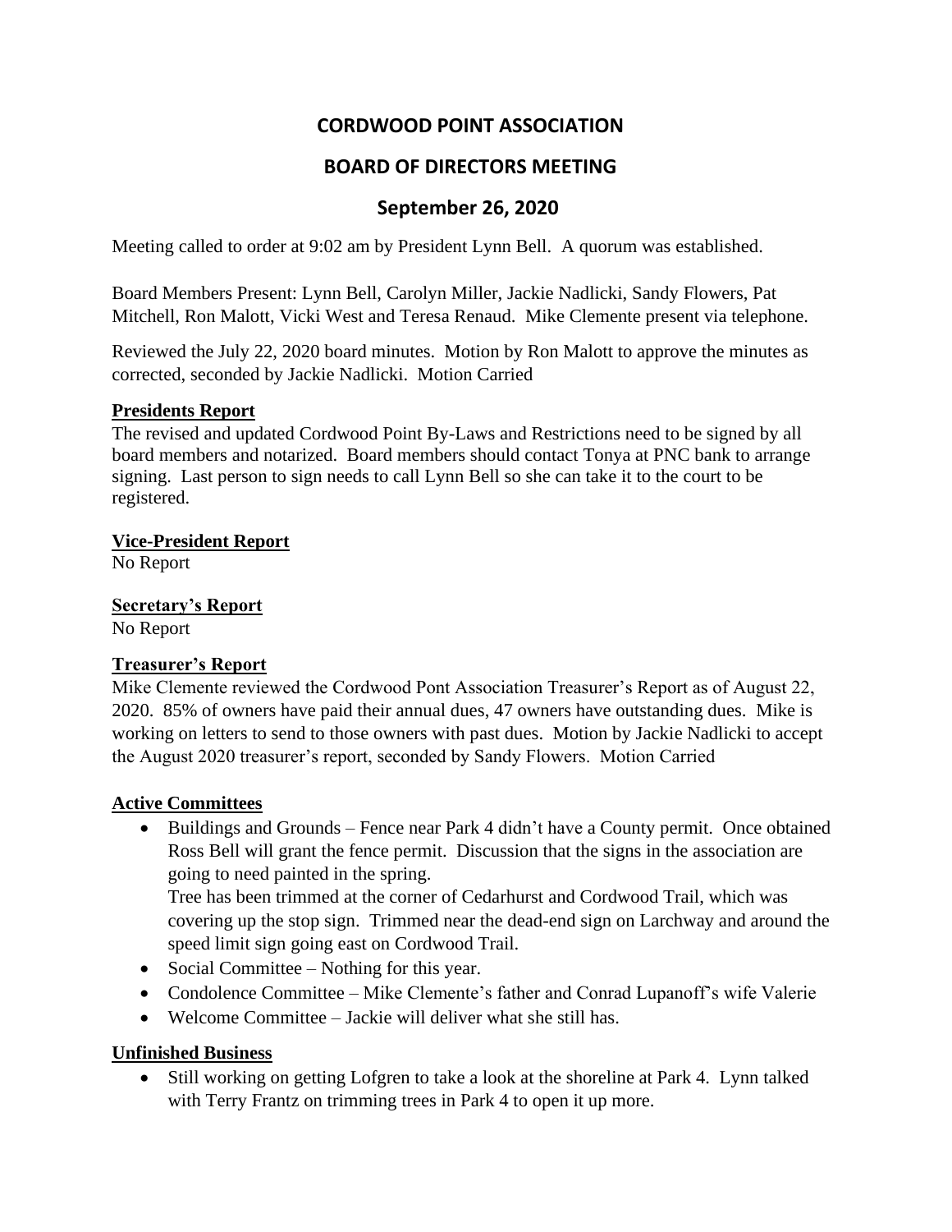# CORDWOOD POINT ASSOCIATION

## BOARD OF DIRECTORS MEETING

## September 26, 2020

Meeting called to order at 9:02 am by President Lynn Bell. A quorum was established.

Board Members Present: Lynn Bell, Carolyn Miller, Jackie Nadlicki, Sandy Flowers, Pat Mitchell, Ron Malott, Vicki West and Teresa Renaud. Mike Clemente present via telephone.

Reviewed the July 22, 2020 board minutes. Motion by Ron Malott to approve the minutes as corrected, seconded by Jackie Nadlicki. Motion Carried

**Presidents Report**

The revised and updated Cordwood Point By-Laws and Restrictions need to be signed by all board members and notarized. Board members should contact Tonya at PNC bank to arrange signing. Last person to sign needs to call Lynn Bell so she can take it to the court to be registered.

**Vice-President Report**

No Report

**Secretary's Report**

No Report

**Treasurer's Report**

Mike Clemente reviewed the Cordwood Pont Association Treasurer's Report as of August 22, 2020. 85% of owners have paid their annual dues, 47 owners have outstanding dues. Mike is working on letters to send to those owners with past dues. Motion by Jackie Nadlicki to accept the August 2020 treasurer's report, seconded by Sandy Flowers. Motion Carried

**Active Committees**

- Buildings and Grounds – Fence near Park 4 didn't have a County permit. Once obtained Ross Bell will grant the fence permit. Discussion that the signs in the association are going to need painted in the spring.
  Tree has been trimmed at the corner of Cedarhurst and Cordwood Trail, which was covering up the stop sign. Trimmed near the dead-end sign on Larchway and around the speed limit sign going east on Cordwood Trail.
- Social Committee – Nothing for this year.
- Condolence Committee – Mike Clemente's father and Conrad Lupanoff's wife Valerie
- Welcome Committee – Jackie will deliver what she still has.

**Unfinished Business**

- Still working on getting Lofgren to take a look at the shoreline at Park 4. Lynn talked with Terry Frantz on trimming trees in Park 4 to open it up more.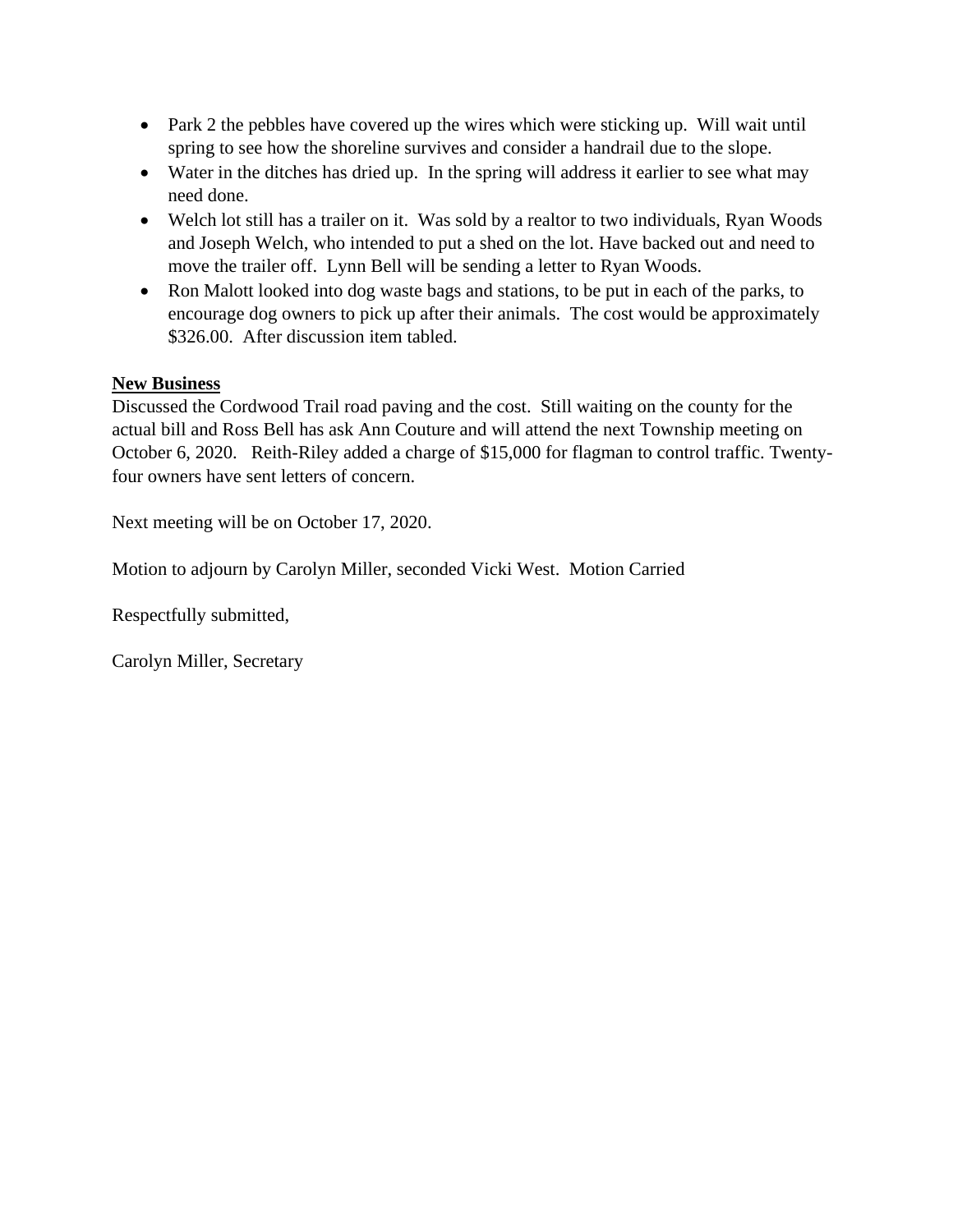- Park 2 the pebbles have covered up the wires which were sticking up.  Will wait until spring to see how the shoreline survives and consider a handrail due to the slope.
- Water in the ditches has dried up.  In the spring will address it earlier to see what may need done.
- Welch lot still has a trailer on it.  Was sold by a realtor to two individuals, Ryan Woods and Joseph Welch, who intended to put a shed on the lot. Have backed out and need to move the trailer off.  Lynn Bell will be sending a letter to Ryan Woods.
- Ron Malott looked into dog waste bags and stations, to be put in each of the parks, to encourage dog owners to pick up after their animals.  The cost would be approximately $326.00.  After discussion item tabled.

**New Business**

Discussed the Cordwood Trail road paving and the cost.  Still waiting on the county for the actual bill and Ross Bell has ask Ann Couture and will attend the next Township meeting on October 6, 2020.   Reith-Riley added a charge of $15,000 for flagman to control traffic. Twenty-four owners have sent letters of concern.

Next meeting will be on October 17, 2020.

Motion to adjourn by Carolyn Miller, seconded Vicki West.  Motion Carried

Respectfully submitted,

Carolyn Miller, Secretary